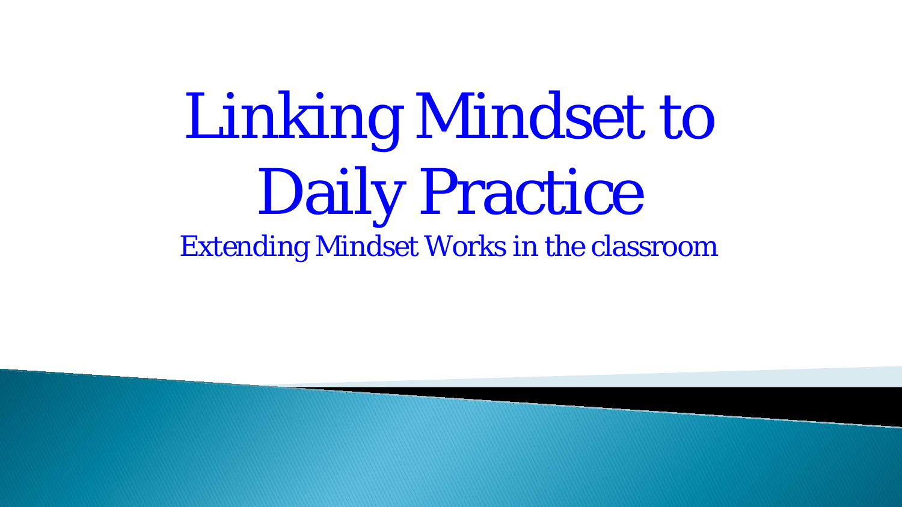# Linking Mindset to Daily Practice

Extending Mindset Works in the classroom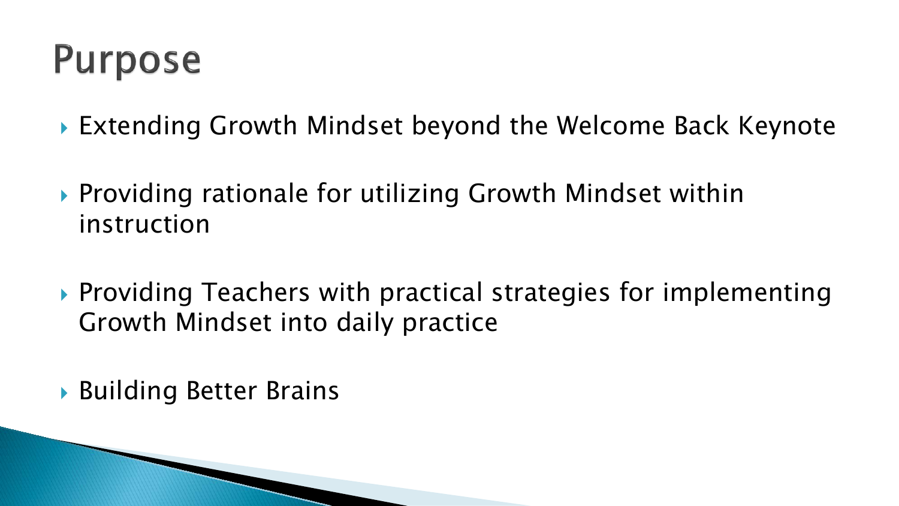# Purpose

- Extending Growth Mindset beyond the Welcome Back Keynote
- Providing rationale for utilizing Growth Mindset within instruction
- Providing Teachers with practical strategies for implementing Growth Mindset into daily practice
- Building Better Brains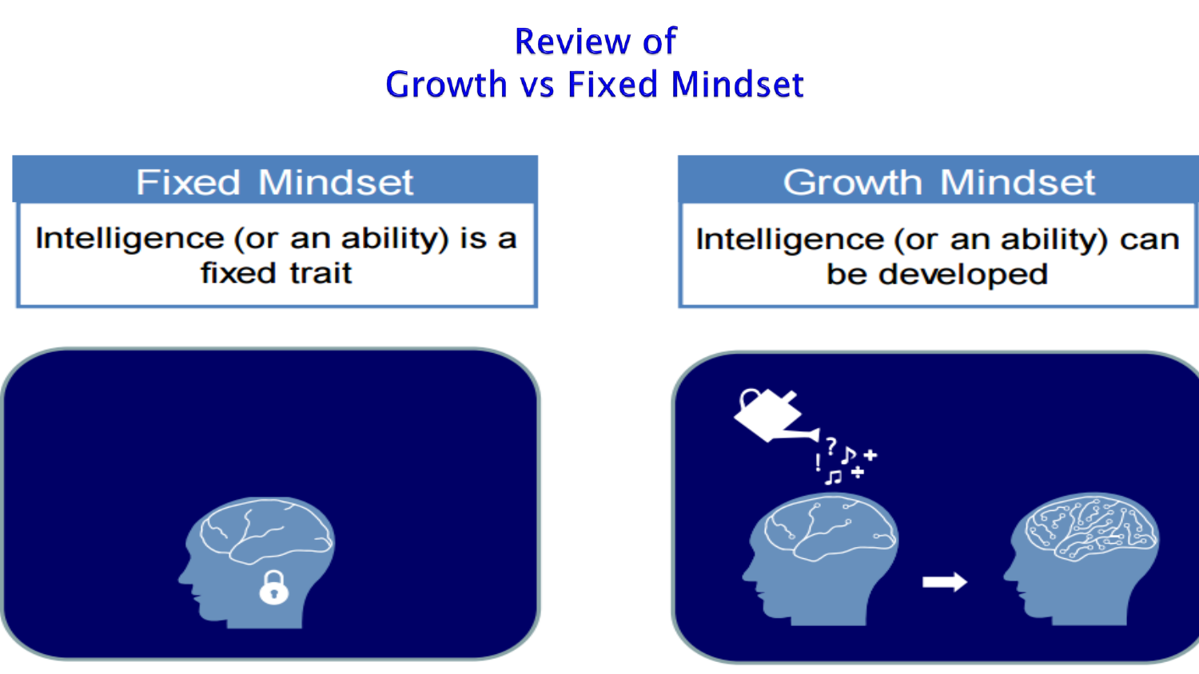# Review of Growth vs Fixed Mindset

## Fixed Mindset

Intelligence (or an ability) is a fixed trait

## Growth Mindset

Intelligence (or an ability) can be developed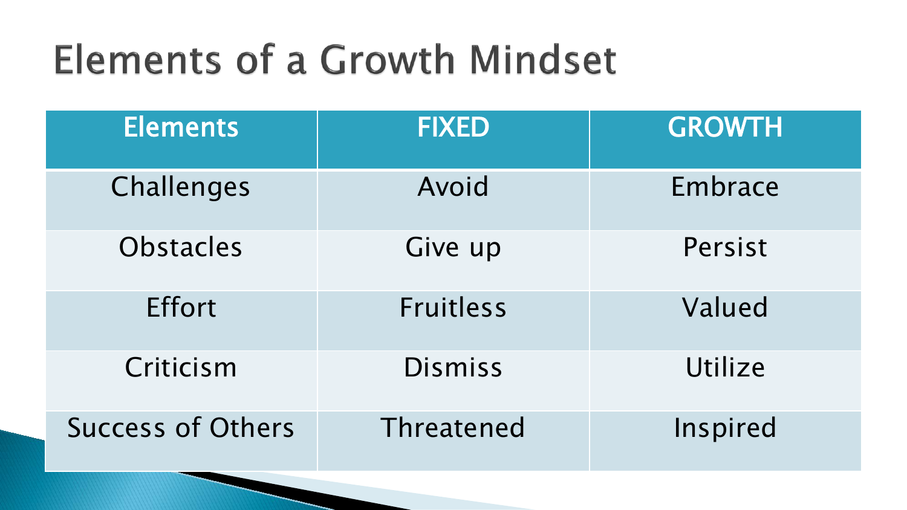# Elements of a Growth Mindset

| Elements | FIXED | GROWTH |
| --- | --- | --- |
| Challenges | Avoid | Embrace |
| Obstacles | Give up | Persist |
| Effort | Fruitless | Valued |
| Criticism | Dismiss | Utilize |
| Success of Others | Threatened | Inspired |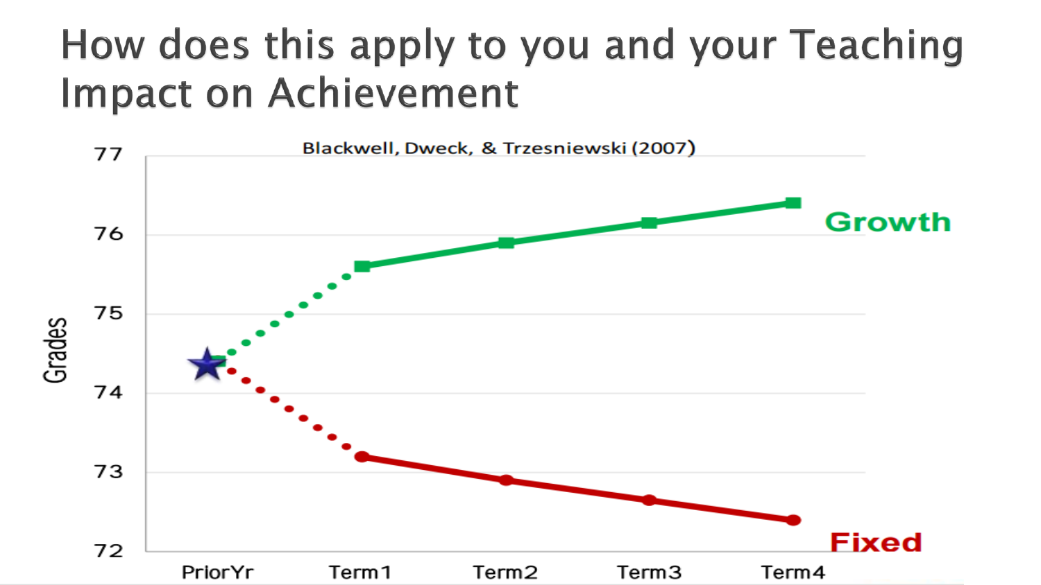# How does this apply to you and your Teaching Impact on Achievement

Blackwell, Dweck, & Trzesniewski (2007)

Grades

77
76
75
74
73
72

PriorYr Term1 Term2 Term3 Term4

Growth

Fixed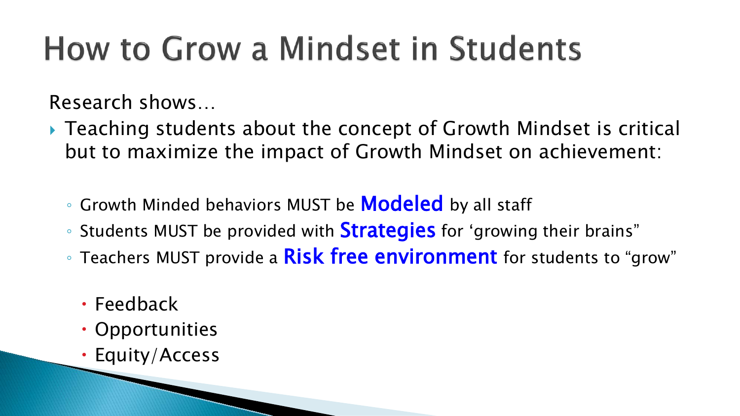# How to Grow a Mindset in Students

Research shows…

- Teaching students about the concept of Growth Mindset is critical but to maximize the impact of Growth Mindset on achievement:
  - Growth Minded behaviors MUST be **Modeled** by all staff
  - Students MUST be provided with **Strategies** for 'growing their brains"
  - Teachers MUST provide a **Risk free environment** for students to "grow"
    - Feedback
    - Opportunities
    - Equity/Access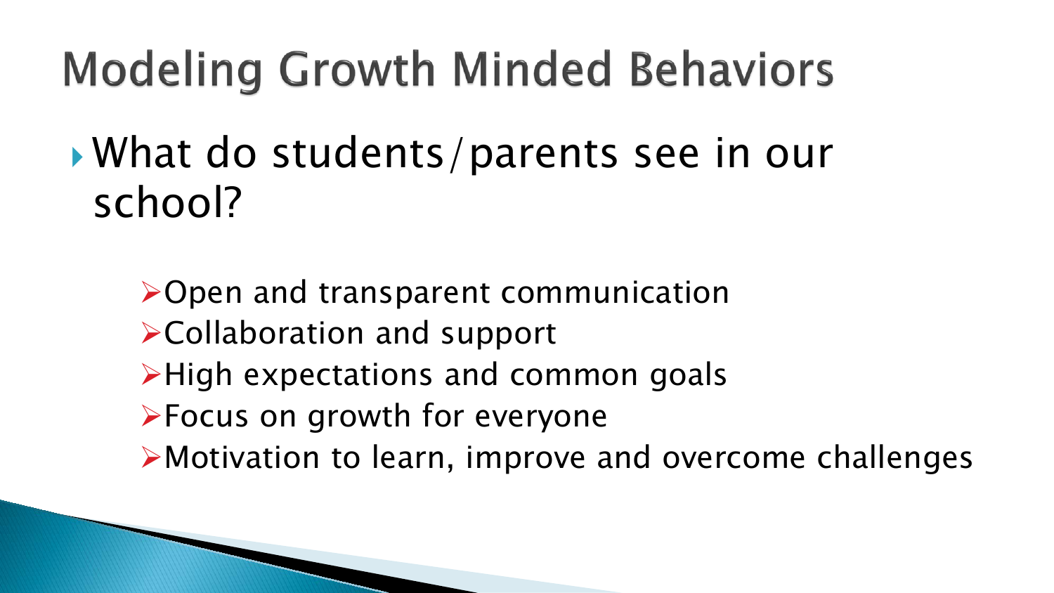# Modeling Growth Minded Behaviors

- What do students/parents see in our school?
  - Open and transparent communication
  - Collaboration and support
  - High expectations and common goals
  - Focus on growth for everyone
  - Motivation to learn, improve and overcome challenges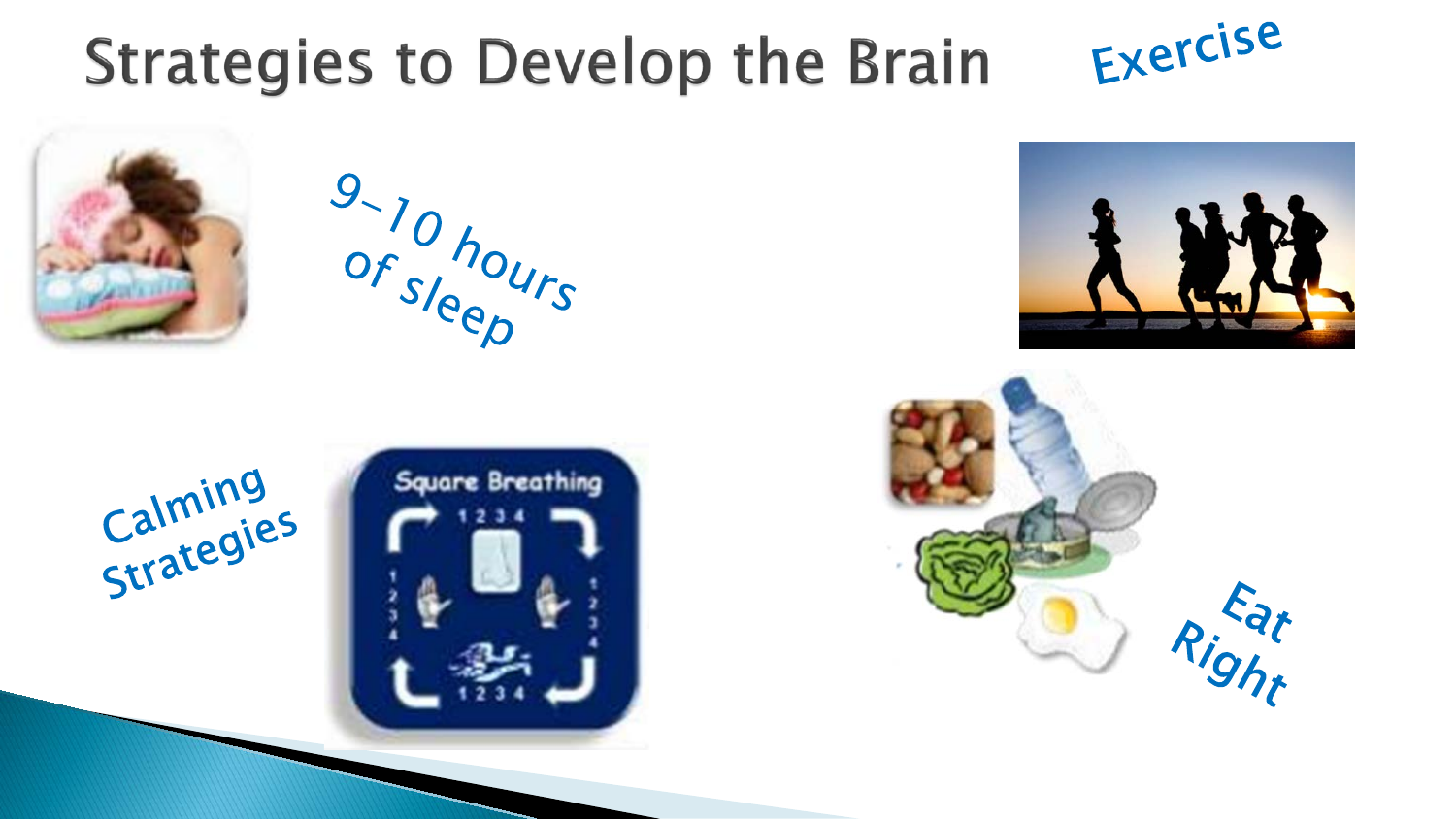# Strategies to Develop the Brain

9–10 hours of sleep

Exercise

Calming Strategies

Eat Right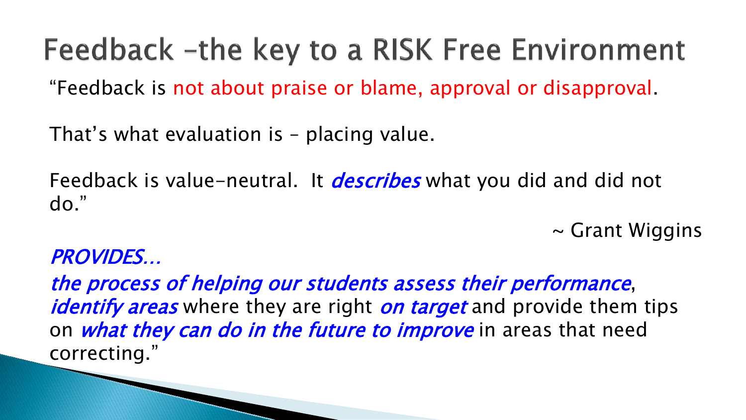# Feedback –the key to a RISK Free Environment

"Feedback is not about praise or blame, approval or disapproval.

That's what evaluation is – placing value.

Feedback is value-neutral. It ***describes*** what you did and did not do."

~ Grant Wiggins

*PROVIDES…*

*the process of helping our students assess their performance*, *identify areas* where they are right *on target* and provide them tips on *what they can do in the future to improve* in areas that need correcting."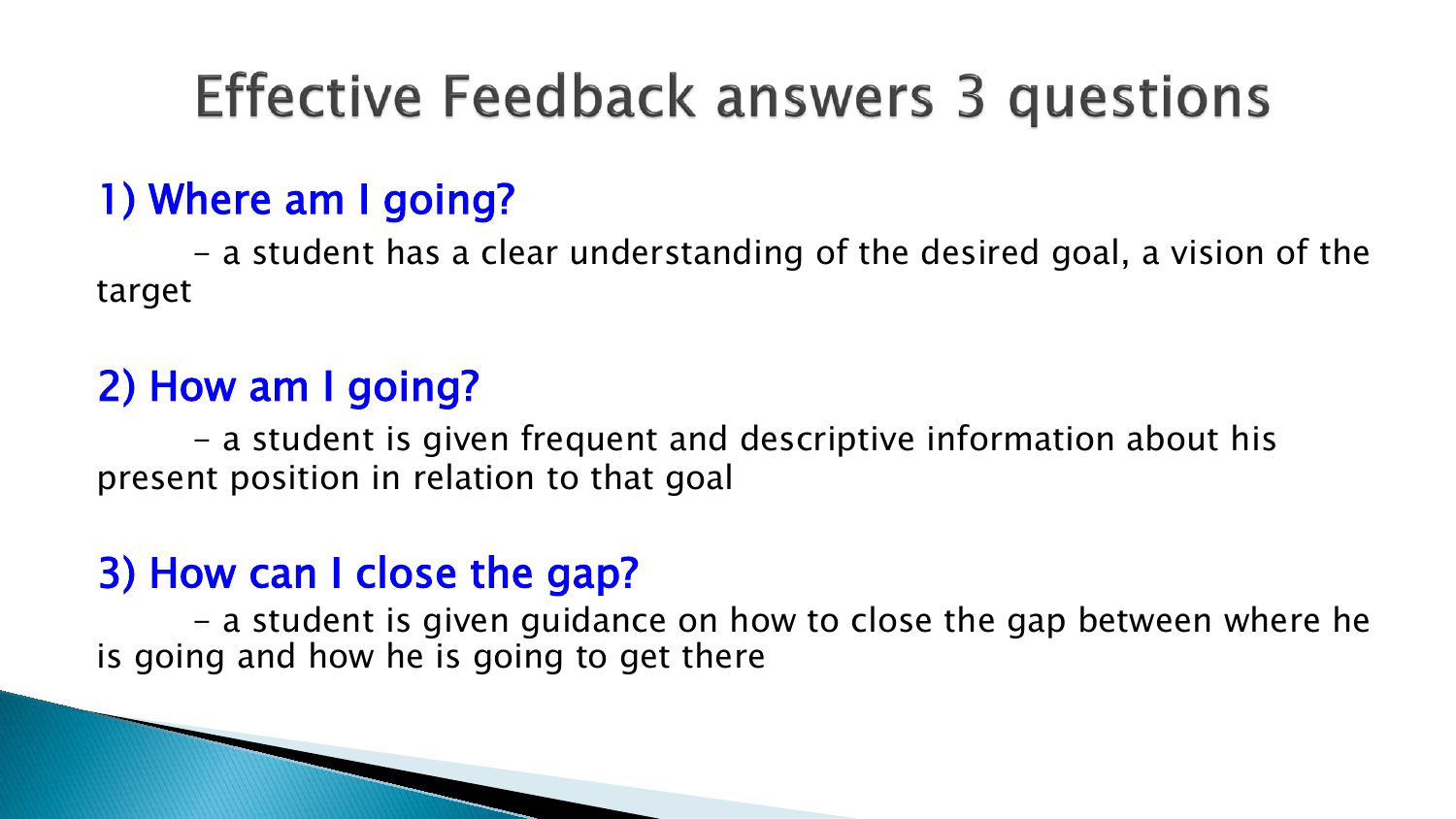# Effective Feedback answers 3 questions

## 1) Where am I going?

- a student has a clear understanding of the desired goal, a vision of the target

## 2) How am I going?

- a student is given frequent and descriptive information about his present position in relation to that goal

## 3) How can I close the gap?

- a student is given guidance on how to close the gap between where he is going and how he is going to get there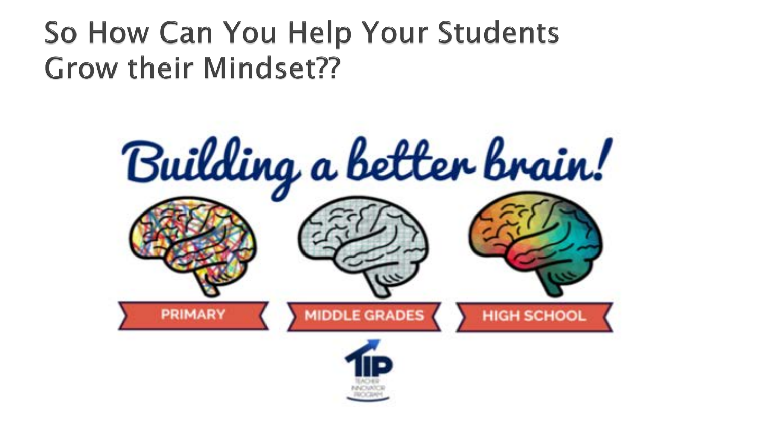# So How Can You Help Your Students Grow their Mindset??

Building a better brain!

PRIMARY

MIDDLE GRADES

HIGH SCHOOL

TIP
TEACHER INNOVATOR PROGRAM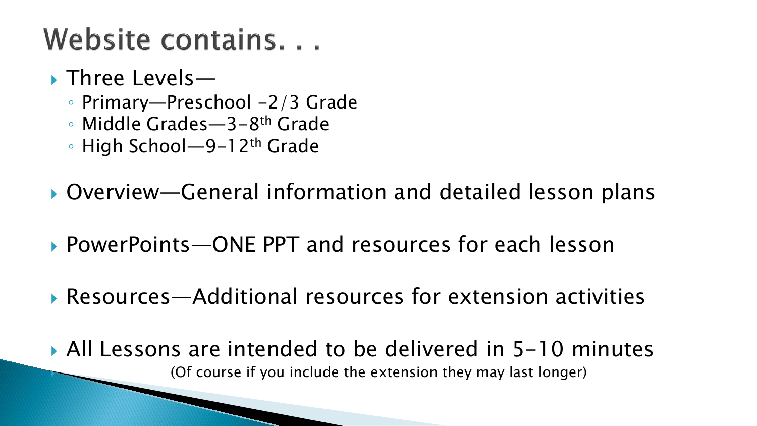# Website contains. . .

- Three Levels—
  - Primary—Preschool –2/3 Grade
  - Middle Grades—3-8th Grade
  - High School—9-12th Grade
- Overview—General information and detailed lesson plans
- PowerPoints—ONE PPT and resources for each lesson
- Resources—Additional resources for extension activities
- All Lessons are intended to be delivered in 5-10 minutes

  (Of course if you include the extension they may last longer)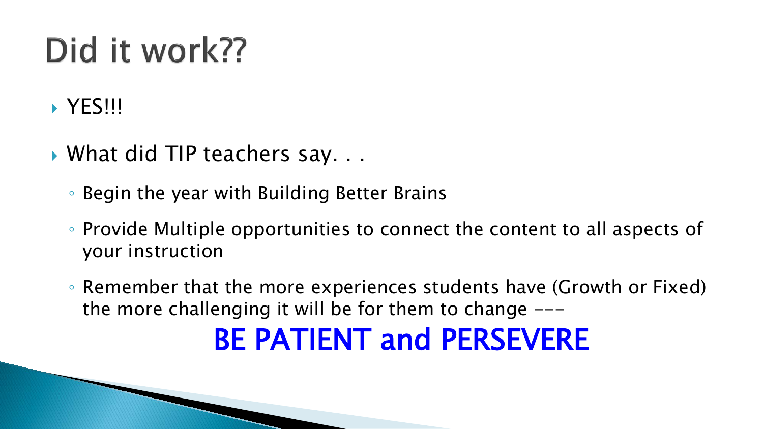# Did it work??

- YES!!!
- What did TIP teachers say. . .
  - Begin the year with Building Better Brains
  - Provide Multiple opportunities to connect the content to all aspects of your instruction
  - Remember that the more experiences students have (Growth or Fixed) the more challenging it will be for them to change ---

**BE PATIENT and PERSEVERE**